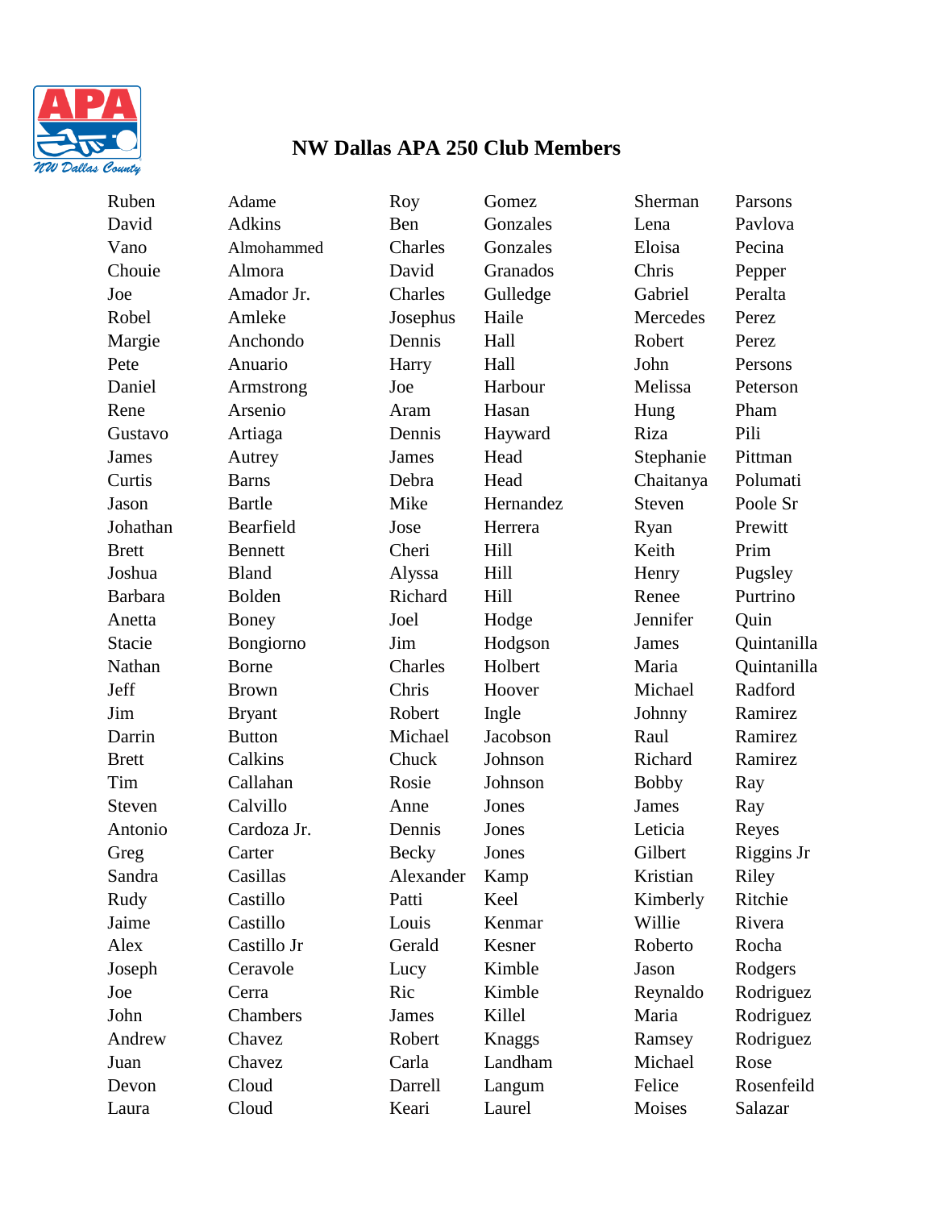# NW Dallas APA 250 Club Members

| First | Last | First | Last | First | Last |
|---|---|---|---|---|---|
| Ruben | Adame | Roy | Gomez | Sherman | Parsons |
| David | Adkins | Ben | Gonzales | Lena | Pavlova |
| Vano | Almohammed | Charles | Gonzales | Eloisa | Pecina |
| Chouie | Almora | David | Granados | Chris | Pepper |
| Joe | Amador Jr. | Charles | Gulledge | Gabriel | Peralta |
| Robel | Amleke | Josephus | Haile | Mercedes | Perez |
| Margie | Anchondo | Dennis | Hall | Robert | Perez |
| Pete | Anuario | Harry | Hall | John | Persons |
| Daniel | Armstrong | Joe | Harbour | Melissa | Peterson |
| Rene | Arsenio | Aram | Hasan | Hung | Pham |
| Gustavo | Artiaga | Dennis | Hayward | Riza | Pili |
| James | Autrey | James | Head | Stephanie | Pittman |
| Curtis | Barns | Debra | Head | Chaitanya | Polumati |
| Jason | Bartle | Mike | Hernandez | Steven | Poole Sr |
| Johathan | Bearfield | Jose | Herrera | Ryan | Prewitt |
| Brett | Bennett | Cheri | Hill | Keith | Prim |
| Joshua | Bland | Alyssa | Hill | Henry | Pugsley |
| Barbara | Bolden | Richard | Hill | Renee | Purtrino |
| Anetta | Boney | Joel | Hodge | Jennifer | Quin |
| Stacie | Bongiorno | Jim | Hodgson | James | Quintanilla |
| Nathan | Borne | Charles | Holbert | Maria | Quintanilla |
| Jeff | Brown | Chris | Hoover | Michael | Radford |
| Jim | Bryant | Robert | Ingle | Johnny | Ramirez |
| Darrin | Button | Michael | Jacobson | Raul | Ramirez |
| Brett | Calkins | Chuck | Johnson | Richard | Ramirez |
| Tim | Callahan | Rosie | Johnson | Bobby | Ray |
| Steven | Calvillo | Anne | Jones | James | Ray |
| Antonio | Cardoza Jr. | Dennis | Jones | Leticia | Reyes |
| Greg | Carter | Becky | Jones | Gilbert | Riggins Jr |
| Sandra | Casillas | Alexander | Kamp | Kristian | Riley |
| Rudy | Castillo | Patti | Keel | Kimberly | Ritchie |
| Jaime | Castillo | Louis | Kenmar | Willie | Rivera |
| Alex | Castillo Jr | Gerald | Kesner | Roberto | Rocha |
| Joseph | Ceravole | Lucy | Kimble | Jason | Rodgers |
| Joe | Cerra | Ric | Kimble | Reynaldo | Rodriguez |
| John | Chambers | James | Killel | Maria | Rodriguez |
| Andrew | Chavez | Robert | Knaggs | Ramsey | Rodriguez |
| Juan | Chavez | Carla | Landham | Michael | Rose |
| Devon | Cloud | Darrell | Langum | Felice | Rosenfeild |
| Laura | Cloud | Keari | Laurel | Moises | Salazar |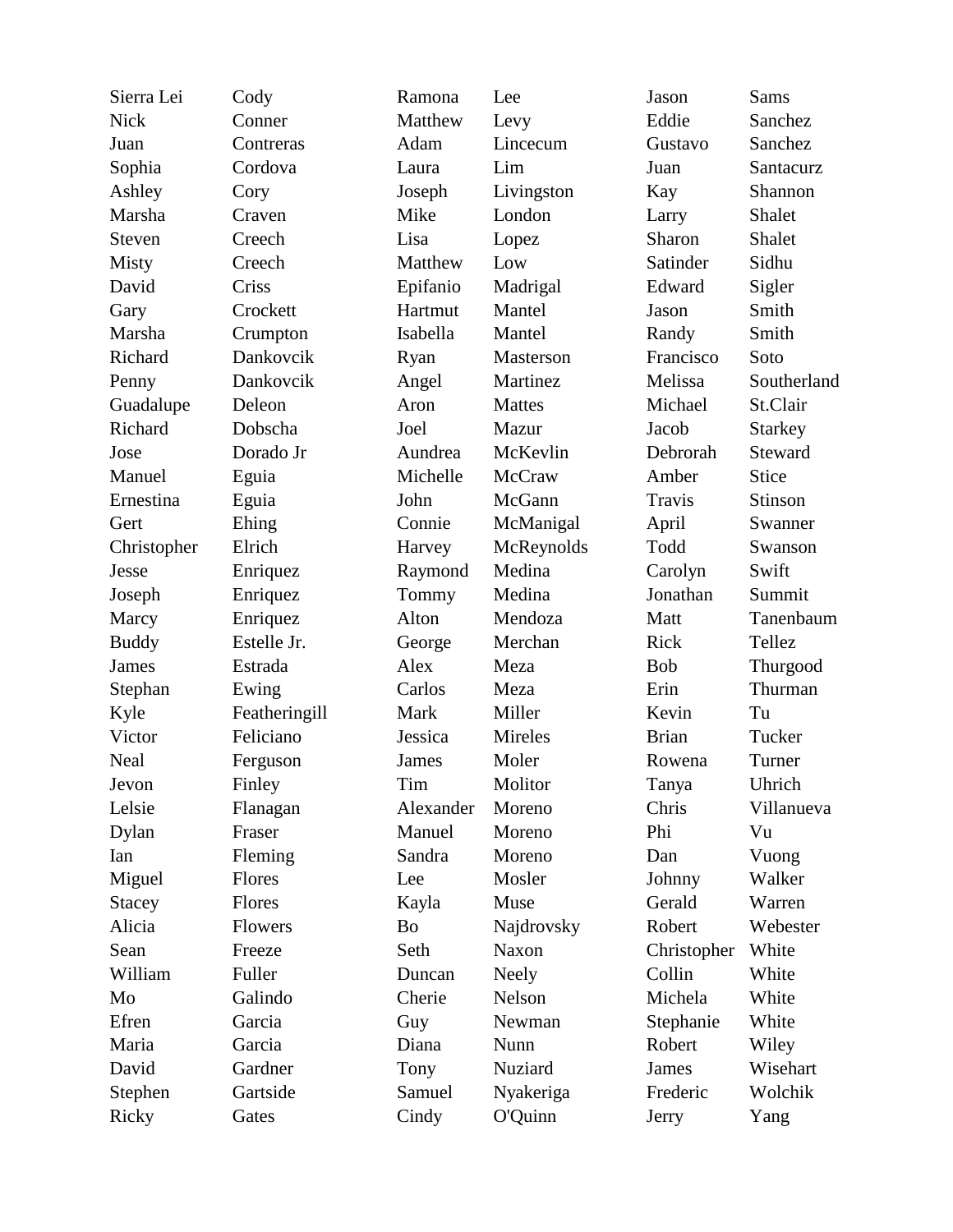| | | | | | |
|---|---|---|---|---|---|
| Sierra Lei | Cody | Ramona | Lee | Jason | Sams |
| Nick | Conner | Matthew | Levy | Eddie | Sanchez |
| Juan | Contreras | Adam | Lincecum | Gustavo | Sanchez |
| Sophia | Cordova | Laura | Lim | Juan | Santacurz |
| Ashley | Cory | Joseph | Livingston | Kay | Shannon |
| Marsha | Craven | Mike | London | Larry | Shalet |
| Steven | Creech | Lisa | Lopez | Sharon | Shalet |
| Misty | Creech | Matthew | Low | Satinder | Sidhu |
| David | Criss | Epifanio | Madrigal | Edward | Sigler |
| Gary | Crockett | Hartmut | Mantel | Jason | Smith |
| Marsha | Crumpton | Isabella | Mantel | Randy | Smith |
| Richard | Dankovcik | Ryan | Masterson | Francisco | Soto |
| Penny | Dankovcik | Angel | Martinez | Melissa | Southerland |
| Guadalupe | Deleon | Aron | Mattes | Michael | St.Clair |
| Richard | Dobscha | Joel | Mazur | Jacob | Starkey |
| Jose | Dorado Jr | Aundrea | McKevlin | Debrorah | Steward |
| Manuel | Eguia | Michelle | McCraw | Amber | Stice |
| Ernestina | Eguia | John | McGann | Travis | Stinson |
| Gert | Ehing | Connie | McManigal | April | Swanner |
| Christopher | Elrich | Harvey | McReynolds | Todd | Swanson |
| Jesse | Enriquez | Raymond | Medina | Carolyn | Swift |
| Joseph | Enriquez | Tommy | Medina | Jonathan | Summit |
| Marcy | Enriquez | Alton | Mendoza | Matt | Tanenbaum |
| Buddy | Estelle Jr. | George | Merchan | Rick | Tellez |
| James | Estrada | Alex | Meza | Bob | Thurgood |
| Stephan | Ewing | Carlos | Meza | Erin | Thurman |
| Kyle | Featheringill | Mark | Miller | Kevin | Tu |
| Victor | Feliciano | Jessica | Mireles | Brian | Tucker |
| Neal | Ferguson | James | Moler | Rowena | Turner |
| Jevon | Finley | Tim | Molitor | Tanya | Uhrich |
| Lelsie | Flanagan | Alexander | Moreno | Chris | Villanueva |
| Dylan | Fraser | Manuel | Moreno | Phi | Vu |
| Ian | Fleming | Sandra | Moreno | Dan | Vuong |
| Miguel | Flores | Lee | Mosler | Johnny | Walker |
| Stacey | Flores | Kayla | Muse | Gerald | Warren |
| Alicia | Flowers | Bo | Najdrovsky | Robert | Webester |
| Sean | Freeze | Seth | Naxon | Christopher | White |
| William | Fuller | Duncan | Neely | Collin | White |
| Mo | Galindo | Cherie | Nelson | Michela | White |
| Efren | Garcia | Guy | Newman | Stephanie | White |
| Maria | Garcia | Diana | Nunn | Robert | Wiley |
| David | Gardner | Tony | Nuziard | James | Wisehart |
| Stephen | Gartside | Samuel | Nyakeriga | Frederic | Wolchik |
| Ricky | Gates | Cindy | O'Quinn | Jerry | Yang |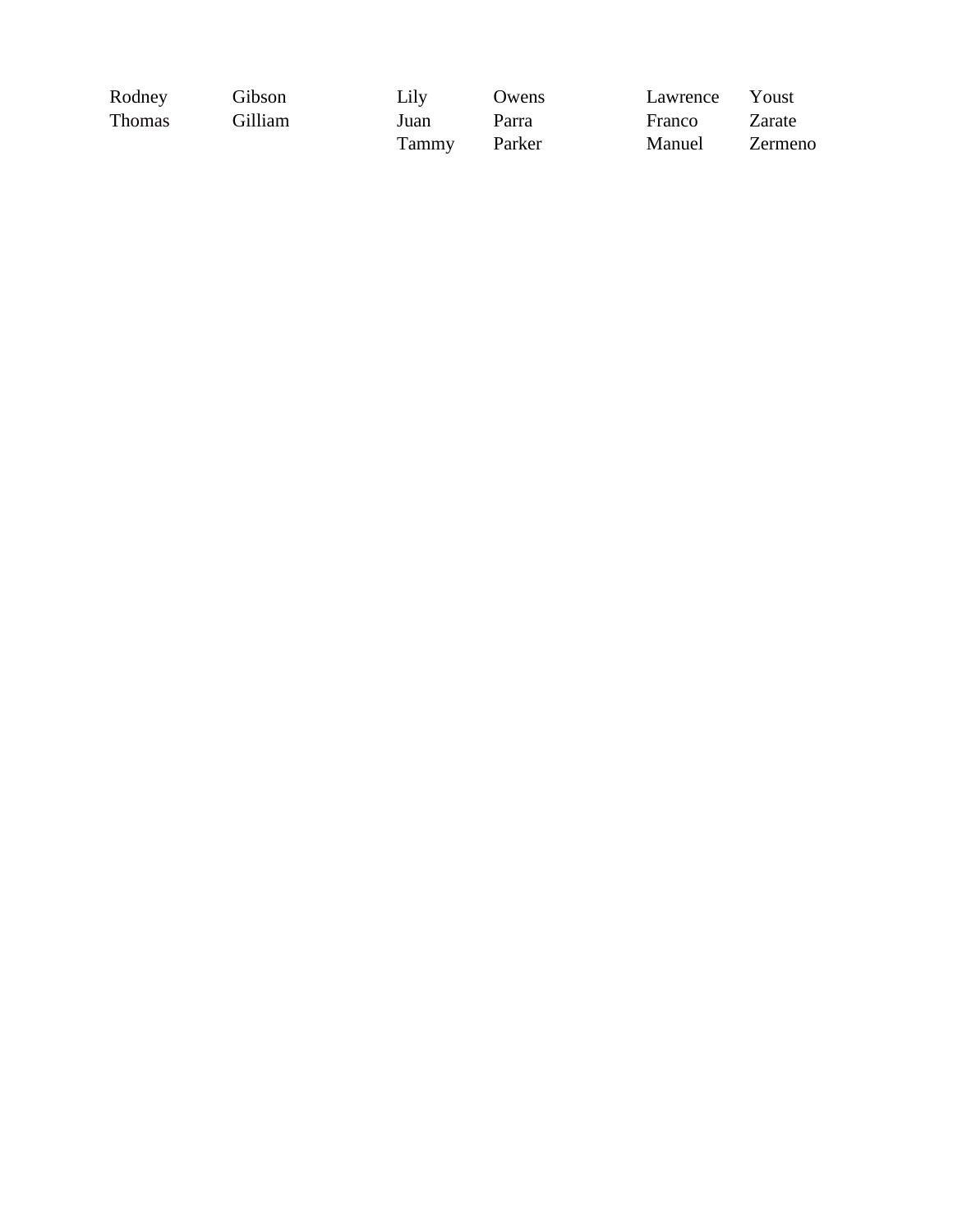| | | | | | |
|---|---|---|---|---|---|
| Rodney | Gibson | Lily | Owens | Lawrence | Youst |
| Thomas | Gilliam | Juan | Parra | Franco | Zarate |
| | | Tammy | Parker | Manuel | Zermeno |